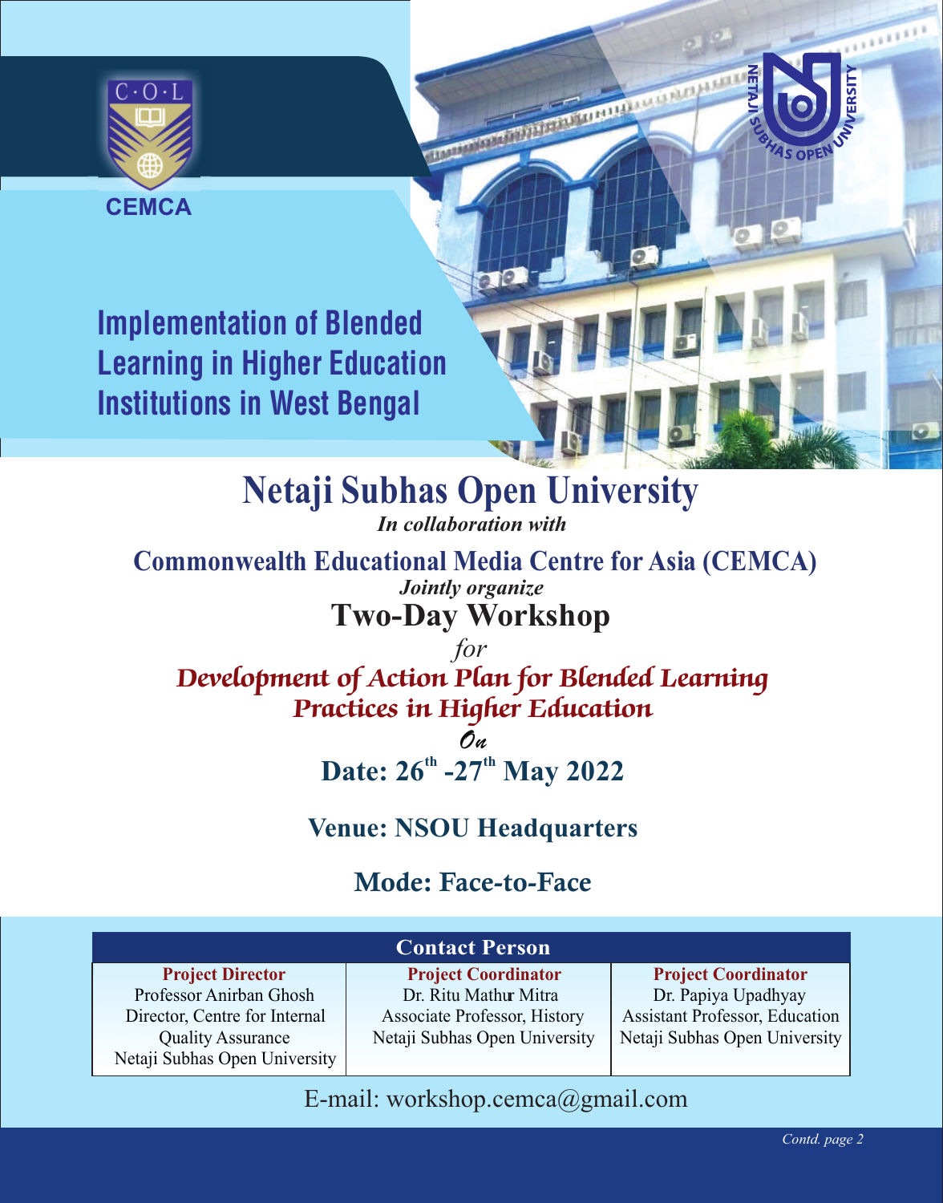C·O·L

CEMCA

NETAJI SUBHAS OPEN UNIVERSITY

# Implementation of Blended Learning in Higher Education Institutions in West Bengal

## Netaji Subhas Open University

*In collaboration with*

## Commonwealth Educational Media Centre for Asia (CEMCA)

*Jointly organize*

## Two-Day Workshop

*for*

## *Development of Action Plan for Blended Learning Practices in Higher Education*

*On*

**Date: 26th -27th May 2022**

**Venue: NSOU Headquarters**

**Mode: Face-to-Face**

| Contact Person | | |
|---|---|---|
| **Project Director**<br>Professor Anirban Ghosh<br>Director, Centre for Internal Quality Assurance<br>Netaji Subhas Open University | **Project Coordinator**<br>Dr. Ritu Mathur Mitra<br>Associate Professor, History<br>Netaji Subhas Open University | **Project Coordinator**<br>Dr. Papiya Upadhyay<br>Assistant Professor, Education<br>Netaji Subhas Open University |

E-mail: workshop.cemca@gmail.com

*Contd. page 2*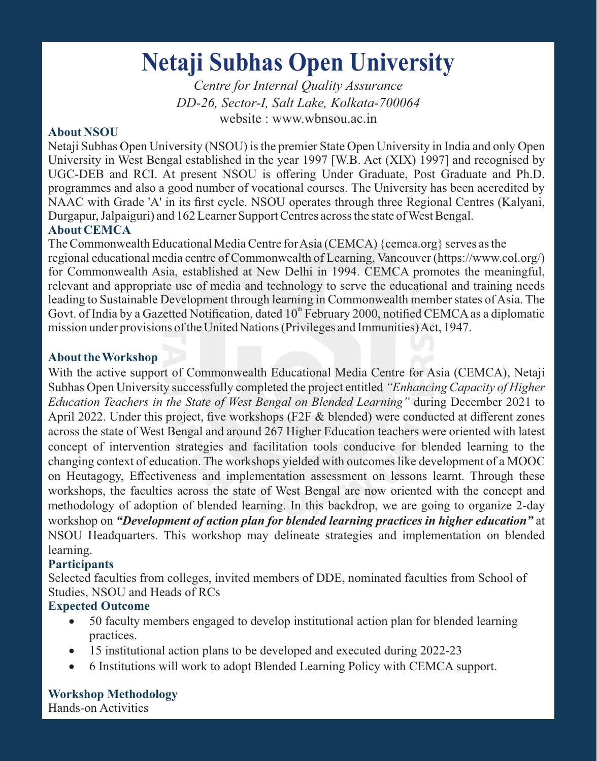# Netaji Subhas Open University

*Centre for Internal Quality Assurance*

*DD-26, Sector-I, Salt Lake, Kolkata-700064*

website : www.wbnsou.ac.in

## About NSOU

Netaji Subhas Open University (NSOU) is the premier State Open University in India and only Open University in West Bengal established in the year 1997 [W.B. Act (XIX) 1997] and recognised by UGC-DEB and RCI. At present NSOU is offering Under Graduate, Post Graduate and Ph.D. programmes and also a good number of vocational courses. The University has been accredited by NAAC with Grade 'A' in its first cycle. NSOU operates through three Regional Centres (Kalyani, Durgapur, Jalpaiguri) and 162 Learner Support Centres across the state of West Bengal.

## About CEMCA

The Commonwealth Educational Media Centre for Asia (CEMCA) {cemca.org} serves as the regional educational media centre of Commonwealth of Learning, Vancouver (https://www.col.org/) for Commonwealth Asia, established at New Delhi in 1994. CEMCA promotes the meaningful, relevant and appropriate use of media and technology to serve the educational and training needs leading to Sustainable Development through learning in Commonwealth member states of Asia. The Govt. of India by a Gazetted Notification, dated 10th February 2000, notified CEMCA as a diplomatic mission under provisions of the United Nations (Privileges and Immunities) Act, 1947.

## About the Workshop

With the active support of Commonwealth Educational Media Centre for Asia (CEMCA), Netaji Subhas Open University successfully completed the project entitled *"Enhancing Capacity of Higher Education Teachers in the State of West Bengal on Blended Learning"* during December 2021 to April 2022. Under this project, five workshops (F2F & blended) were conducted at different zones across the state of West Bengal and around 267 Higher Education teachers were oriented with latest concept of intervention strategies and facilitation tools conducive for blended learning to the changing context of education. The workshops yielded with outcomes like development of a MOOC on Heutagogy, Effectiveness and implementation assessment on lessons learnt. Through these workshops, the faculties across the state of West Bengal are now oriented with the concept and methodology of adoption of blended learning. In this backdrop, we are going to organize 2-day workshop on ***"Development of action plan for blended learning practices in higher education"*** at NSOU Headquarters. This workshop may delineate strategies and implementation on blended learning.

## Participants

Selected faculties from colleges, invited members of DDE, nominated faculties from School of Studies, NSOU and Heads of RCs

## Expected Outcome

- 50 faculty members engaged to develop institutional action plan for blended learning practices.
- 15 institutional action plans to be developed and executed during 2022-23
- 6 Institutions will work to adopt Blended Learning Policy with CEMCA support.

## Workshop Methodology

Hands-on Activities